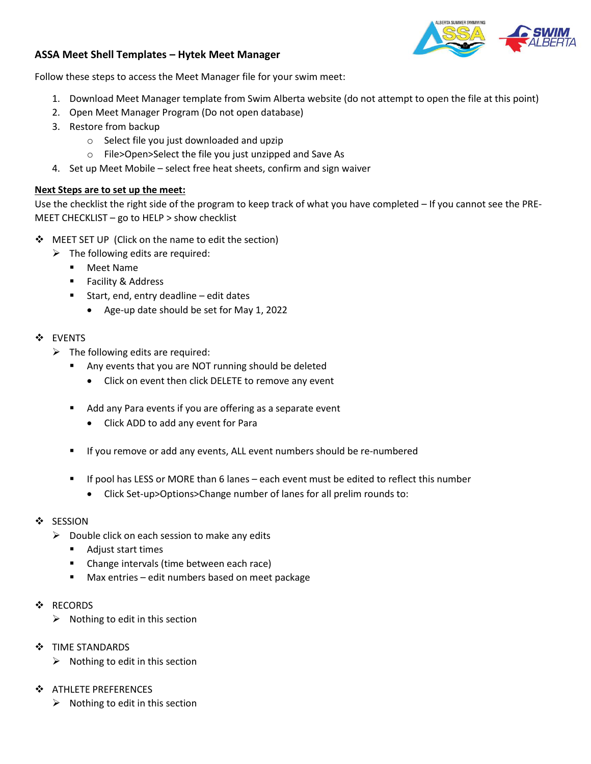## ASSA Meet Shell Templates – Hytek Meet Manager

Follow these steps to access the Meet Manager file for your swim meet:

1. Download Meet Manager template from Swim Alberta website (do not attempt to open the file at this point)
2. Open Meet Manager Program (Do not open database)
3. Restore from backup
   - Select file you just downloaded and upzip
   - File>Open>Select the file you just unzipped and Save As
4. Set up Meet Mobile – select free heat sheets, confirm and sign waiver

**<u>Next Steps are to set up the meet:</u>**

Use the checklist the right side of the program to keep track of what you have completed – If you cannot see the PRE-MEET CHECKLIST – go to HELP > show checklist

- MEET SET UP (Click on the name to edit the section)
  - The following edits are required:
    - Meet Name
    - Facility & Address
    - Start, end, entry deadline – edit dates
      - Age-up date should be set for May 1, 2022

- EVENTS
  - The following edits are required:
    - Any events that you are NOT running should be deleted
      - Click on event then click DELETE to remove any event
    - Add any Para events if you are offering as a separate event
      - Click ADD to add any event for Para
    - If you remove or add any events, ALL event numbers should be re-numbered
    - If pool has LESS or MORE than 6 lanes – each event must be edited to reflect this number
      - Click Set-up>Options>Change number of lanes for all prelim rounds to:

- SESSION
  - Double click on each session to make any edits
    - Adjust start times
    - Change intervals (time between each race)
    - Max entries – edit numbers based on meet package

- RECORDS
  - Nothing to edit in this section

- TIME STANDARDS
  - Nothing to edit in this section

- ATHLETE PREFERENCES
  - Nothing to edit in this section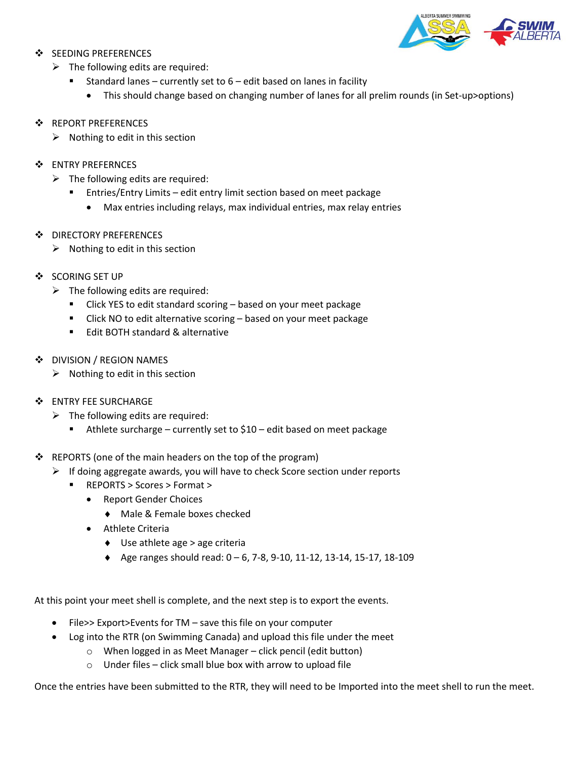- SEEDING PREFERENCES
  - The following edits are required:
    - Standard lanes – currently set to 6 – edit based on lanes in facility
      - This should change based on changing number of lanes for all prelim rounds (in Set-up>options)

- REPORT PREFERENCES
  - Nothing to edit in this section

- ENTRY PREFERNCES
  - The following edits are required:
    - Entries/Entry Limits – edit entry limit section based on meet package
      - Max entries including relays, max individual entries, max relay entries

- DIRECTORY PREFERENCES
  - Nothing to edit in this section

- SCORING SET UP
  - The following edits are required:
    - Click YES to edit standard scoring – based on your meet package
    - Click NO to edit alternative scoring – based on your meet package
    - Edit BOTH standard & alternative

- DIVISION / REGION NAMES
  - Nothing to edit in this section

- ENTRY FEE SURCHARGE
  - The following edits are required:
    - Athlete surcharge – currently set to $10 – edit based on meet package

- REPORTS (one of the main headers on the top of the program)
  - If doing aggregate awards, you will have to check Score section under reports
    - REPORTS > Scores > Format >
      - Report Gender Choices
        - Male & Female boxes checked
      - Athlete Criteria
        - Use athlete age > age criteria
        - Age ranges should read: 0 – 6, 7-8, 9-10, 11-12, 13-14, 15-17, 18-109

At this point your meet shell is complete, and the next step is to export the events.

- File>> Export>Events for TM – save this file on your computer
- Log into the RTR (on Swimming Canada) and upload this file under the meet
  - When logged in as Meet Manager – click pencil (edit button)
  - Under files – click small blue box with arrow to upload file

Once the entries have been submitted to the RTR, they will need to be Imported into the meet shell to run the meet.